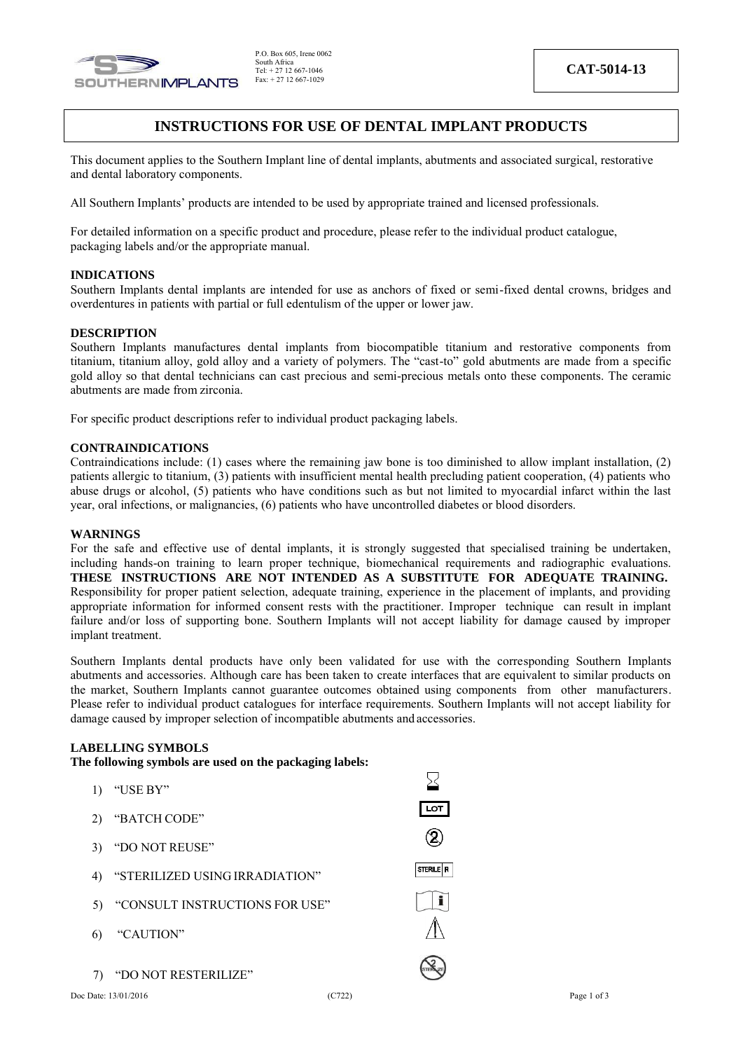P.O. Box 605, Irene 0062
South Africa
Tel: + 27 12 667-1046
Fax: + 27 12 667-1029

**CAT-5014-13**

# INSTRUCTIONS FOR USE OF DENTAL IMPLANT PRODUCTS

This document applies to the Southern Implant line of dental implants, abutments and associated surgical, restorative and dental laboratory components.

All Southern Implants' products are intended to be used by appropriate trained and licensed professionals.

For detailed information on a specific product and procedure, please refer to the individual product catalogue, packaging labels and/or the appropriate manual.

## INDICATIONS

Southern Implants dental implants are intended for use as anchors of fixed or semi-fixed dental crowns, bridges and overdentures in patients with partial or full edentulism of the upper or lower jaw.

## DESCRIPTION

Southern Implants manufactures dental implants from biocompatible titanium and restorative components from titanium, titanium alloy, gold alloy and a variety of polymers. The "cast-to" gold abutments are made from a specific gold alloy so that dental technicians can cast precious and semi-precious metals onto these components. The ceramic abutments are made from zirconia.

For specific product descriptions refer to individual product packaging labels.

## CONTRAINDICATIONS

Contraindications include: (1) cases where the remaining jaw bone is too diminished to allow implant installation, (2) patients allergic to titanium, (3) patients with insufficient mental health precluding patient cooperation, (4) patients who abuse drugs or alcohol, (5) patients who have conditions such as but not limited to myocardial infarct within the last year, oral infections, or malignancies, (6) patients who have uncontrolled diabetes or blood disorders.

## WARNINGS

For the safe and effective use of dental implants, it is strongly suggested that specialised training be undertaken, including hands-on training to learn proper technique, biomechanical requirements and radiographic evaluations. **THESE INSTRUCTIONS ARE NOT INTENDED AS A SUBSTITUTE FOR ADEQUATE TRAINING.** Responsibility for proper patient selection, adequate training, experience in the placement of implants, and providing appropriate information for informed consent rests with the practitioner. Improper technique can result in implant failure and/or loss of supporting bone. Southern Implants will not accept liability for damage caused by improper implant treatment.

Southern Implants dental products have only been validated for use with the corresponding Southern Implants abutments and accessories. Although care has been taken to create interfaces that are equivalent to similar products on the market, Southern Implants cannot guarantee outcomes obtained using components from other manufacturers. Please refer to individual product catalogues for interface requirements. Southern Implants will not accept liability for damage caused by improper selection of incompatible abutments and accessories.

## LABELLING SYMBOLS

**The following symbols are used on the packaging labels:**

1) "USE BY"
2) "BATCH CODE"
3) "DO NOT REUSE"
4) "STERILIZED USING IRRADIATION"
5) "CONSULT INSTRUCTIONS FOR USE"
6) "CAUTION"
7) "DO NOT RESTERILIZE"

Doc Date: 13/01/2016 (C722)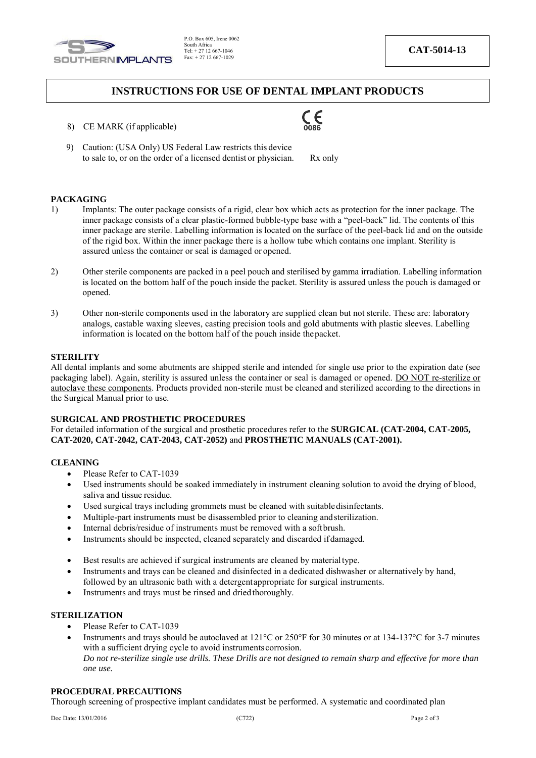8) CE MARK (if applicable) CE 0086

9) Caution: (USA Only) US Federal Law restricts this device to sale to, or on the order of a licensed dentist or physician. Rx only

**PACKAGING**

1) Implants: The outer package consists of a rigid, clear box which acts as protection for the inner package. The inner package consists of a clear plastic-formed bubble-type base with a "peel-back" lid. The contents of this inner package are sterile. Labelling information is located on the surface of the peel-back lid and on the outside of the rigid box. Within the inner package there is a hollow tube which contains one implant. Sterility is assured unless the container or seal is damaged or opened.

2) Other sterile components are packed in a peel pouch and sterilised by gamma irradiation. Labelling information is located on the bottom half of the pouch inside the packet. Sterility is assured unless the pouch is damaged or opened.

3) Other non-sterile components used in the laboratory are supplied clean but not sterile. These are: laboratory analogs, castable waxing sleeves, casting precision tools and gold abutments with plastic sleeves. Labelling information is located on the bottom half of the pouch inside the packet.

**STERILITY**

All dental implants and some abutments are shipped sterile and intended for single use prior to the expiration date (see packaging label). Again, sterility is assured unless the container or seal is damaged or opened. <u>DO NOT re-sterilize or autoclave these components</u>. Products provided non-sterile must be cleaned and sterilized according to the directions in the Surgical Manual prior to use.

**SURGICAL AND PROSTHETIC PROCEDURES**

For detailed information of the surgical and prosthetic procedures refer to the **SURGICAL (CAT-2004, CAT-2005, CAT-2020, CAT-2042, CAT-2043, CAT-2052)** and **PROSTHETIC MANUALS (CAT-2001).**

**CLEANING**

- Please Refer to CAT-1039
- Used instruments should be soaked immediately in instrument cleaning solution to avoid the drying of blood, saliva and tissue residue.
- Used surgical trays including grommets must be cleaned with suitable disinfectants.
- Multiple-part instruments must be disassembled prior to cleaning and sterilization.
- Internal debris/residue of instruments must be removed with a soft brush.
- Instruments should be inspected, cleaned separately and discarded if damaged.
- Best results are achieved if surgical instruments are cleaned by material type.
- Instruments and trays can be cleaned and disinfected in a dedicated dishwasher or alternatively by hand, followed by an ultrasonic bath with a detergent appropriate for surgical instruments.
- Instruments and trays must be rinsed and dried thoroughly.

**STERILIZATION**

- Please Refer to CAT-1039
- Instruments and trays should be autoclaved at 121°C or 250°F for 30 minutes or at 134-137°C for 3-7 minutes with a sufficient drying cycle to avoid instruments corrosion.
  *Do not re-sterilize single use drills. These Drills are not designed to remain sharp and effective for more than one use.*

**PROCEDURAL PRECAUTIONS**

Thorough screening of prospective implant candidates must be performed. A systematic and coordinated plan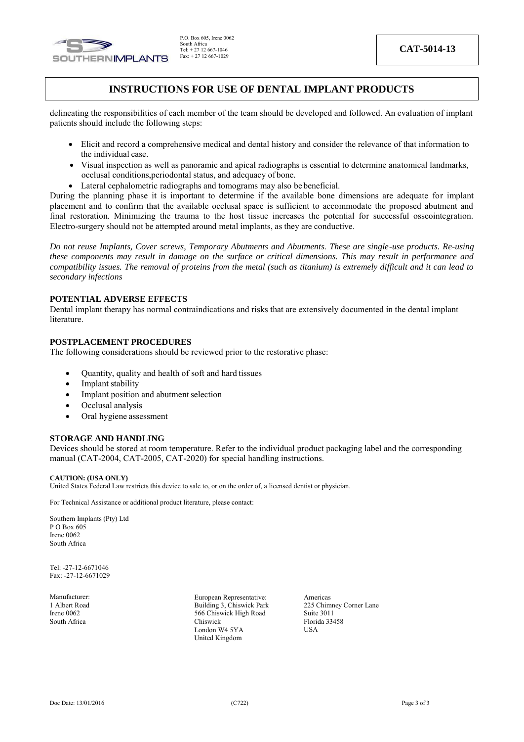delineating the responsibilities of each member of the team should be developed and followed. An evaluation of implant patients should include the following steps:

- Elicit and record a comprehensive medical and dental history and consider the relevance of that information to the individual case.
- Visual inspection as well as panoramic and apical radiographs is essential to determine anatomical landmarks, occlusal conditions,periodontal status, and adequacy of bone.
- Lateral cephalometric radiographs and tomograms may also be beneficial.

During the planning phase it is important to determine if the available bone dimensions are adequate for implant placement and to confirm that the available occlusal space is sufficient to accommodate the proposed abutment and final restoration. Minimizing the trauma to the host tissue increases the potential for successful osseointegration. Electro-surgery should not be attempted around metal implants, as they are conductive.

*Do not reuse Implants, Cover screws, Temporary Abutments and Abutments. These are single-use products. Re-using these components may result in damage on the surface or critical dimensions. This may result in performance and compatibility issues. The removal of proteins from the metal (such as titanium) is extremely difficult and it can lead to secondary infections*

### POTENTIAL ADVERSE EFFECTS

Dental implant therapy has normal contraindications and risks that are extensively documented in the dental implant literature.

### POSTPLACEMENT PROCEDURES

The following considerations should be reviewed prior to the restorative phase:

- Quantity, quality and health of soft and hard tissues
- Implant stability
- Implant position and abutment selection
- Occlusal analysis
- Oral hygiene assessment

### STORAGE AND HANDLING

Devices should be stored at room temperature. Refer to the individual product packaging label and the corresponding manual (CAT-2004, CAT-2005, CAT-2020) for special handling instructions.

**CAUTION: (USA ONLY)**

United States Federal Law restricts this device to sale to, or on the order of, a licensed dentist or physician.

For Technical Assistance or additional product literature, please contact:

Southern Implants (Pty) Ltd
P O Box 605
Irene 0062
South Africa

Tel: -27-12-6671046
Fax: -27-12-6671029

Manufacturer:
1 Albert Road
Irene 0062
South Africa

European Representative:
Building 3, Chiswick Park
566 Chiswick High Road
Chiswick
London W4 5YA
United Kingdom

Americas
225 Chimney Corner Lane
Suite 3011
Florida 33458
USA

Doc Date: 13/01/2016 (C722)